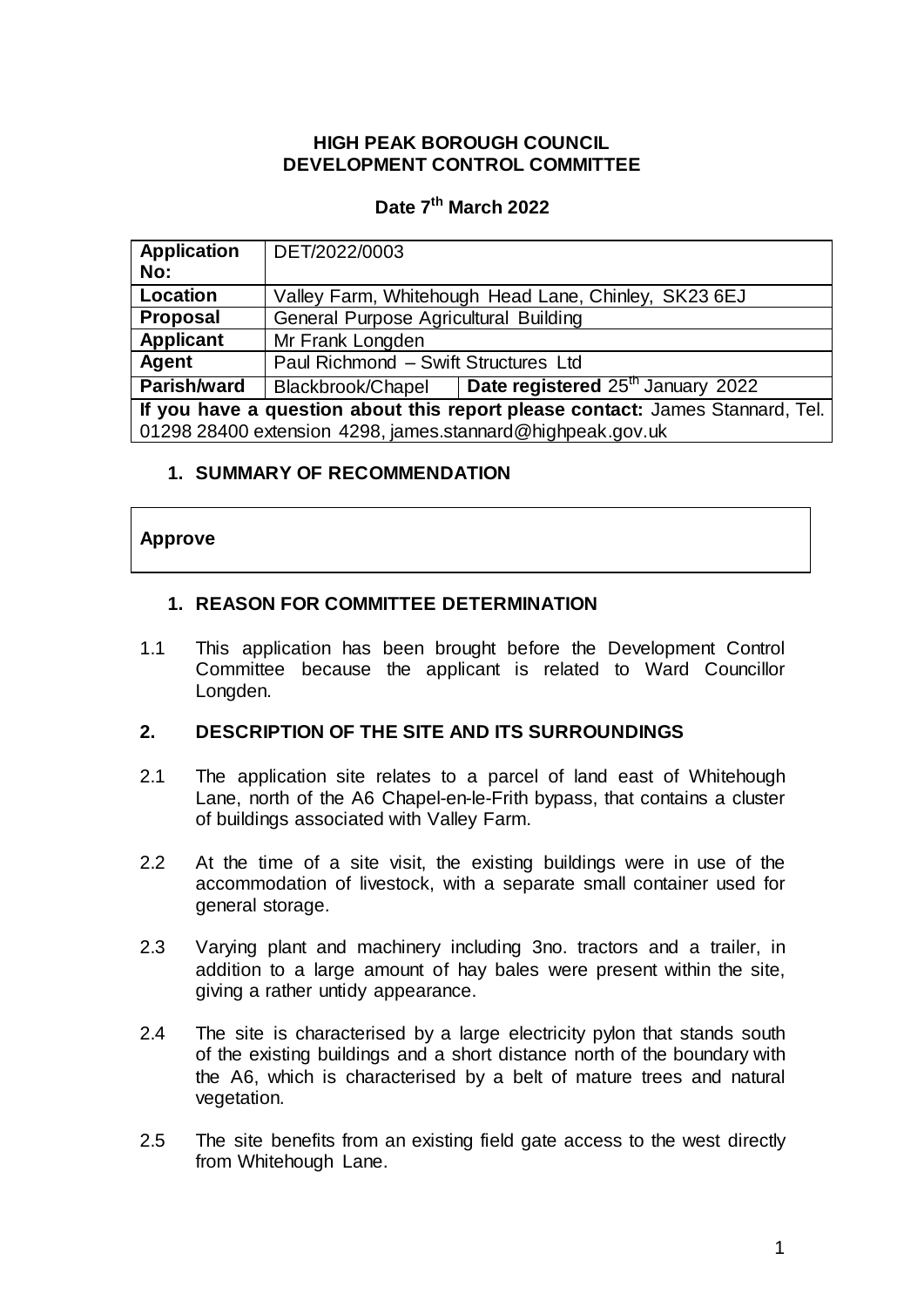**HIGH PEAK BOROUGH COUNCIL**
**DEVELOPMENT CONTROL COMMITTEE**

**Date 7th March 2022**

| **Application No:** | DET/2022/0003 | |
|---|---|---|
| **Location** | Valley Farm, Whitehough Head Lane, Chinley, SK23 6EJ | |
| **Proposal** | General Purpose Agricultural Building | |
| **Applicant** | Mr Frank Longden | |
| **Agent** | Paul Richmond – Swift Structures Ltd | |
| **Parish/ward** | Blackbrook/Chapel | **Date registered** 25th January 2022 |
| **If you have a question about this report please contact:** James Stannard, Tel. 01298 28400 extension 4298, james.stannard@highpeak.gov.uk | | |

## 1. SUMMARY OF RECOMMENDATION

**Approve**

## 1. REASON FOR COMMITTEE DETERMINATION

1.1 This application has been brought before the Development Control Committee because the applicant is related to Ward Councillor Longden.

## 2. DESCRIPTION OF THE SITE AND ITS SURROUNDINGS

2.1 The application site relates to a parcel of land east of Whitehough Lane, north of the A6 Chapel-en-le-Frith bypass, that contains a cluster of buildings associated with Valley Farm.

2.2 At the time of a site visit, the existing buildings were in use of the accommodation of livestock, with a separate small container used for general storage.

2.3 Varying plant and machinery including 3no. tractors and a trailer, in addition to a large amount of hay bales were present within the site, giving a rather untidy appearance.

2.4 The site is characterised by a large electricity pylon that stands south of the existing buildings and a short distance north of the boundary with the A6, which is characterised by a belt of mature trees and natural vegetation.

2.5 The site benefits from an existing field gate access to the west directly from Whitehough Lane.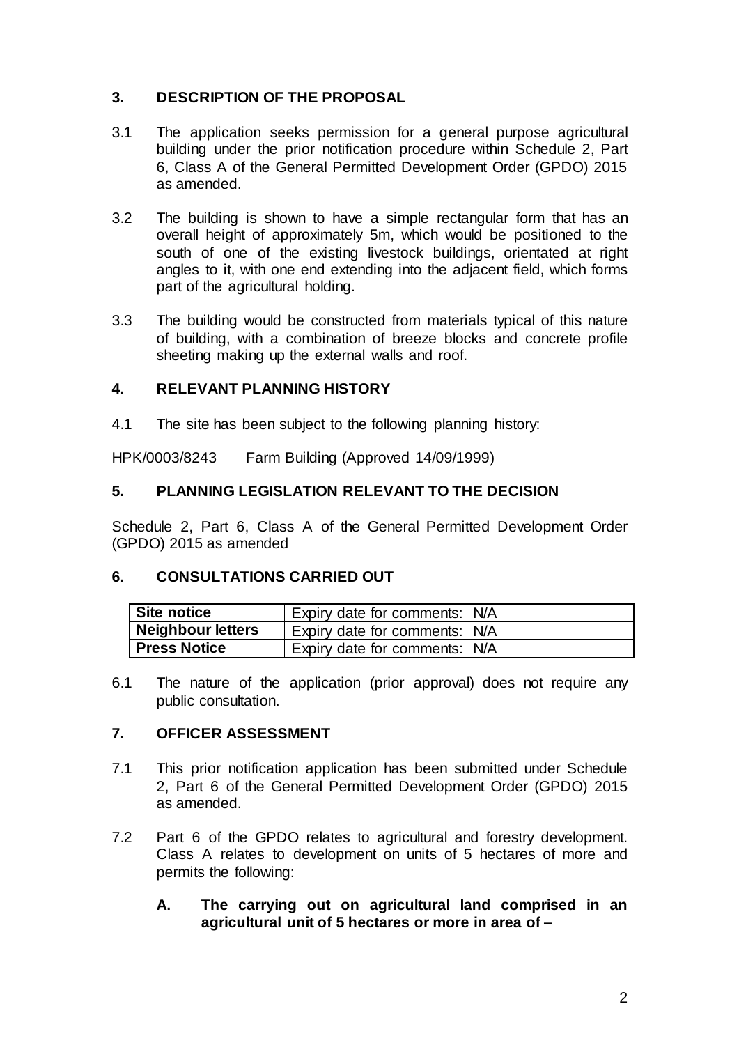## 3. DESCRIPTION OF THE PROPOSAL

3.1 The application seeks permission for a general purpose agricultural building under the prior notification procedure within Schedule 2, Part 6, Class A of the General Permitted Development Order (GPDO) 2015 as amended.

3.2 The building is shown to have a simple rectangular form that has an overall height of approximately 5m, which would be positioned to the south of one of the existing livestock buildings, orientated at right angles to it, with one end extending into the adjacent field, which forms part of the agricultural holding.

3.3 The building would be constructed from materials typical of this nature of building, with a combination of breeze blocks and concrete profile sheeting making up the external walls and roof.

## 4. RELEVANT PLANNING HISTORY

4.1 The site has been subject to the following planning history:

HPK/0003/8243 Farm Building (Approved 14/09/1999)

## 5. PLANNING LEGISLATION RELEVANT TO THE DECISION

Schedule 2, Part 6, Class A of the General Permitted Development Order (GPDO) 2015 as amended

## 6. CONSULTATIONS CARRIED OUT

| | |
|---|---|
| **Site notice** | Expiry date for comments: N/A |
| **Neighbour letters** | Expiry date for comments: N/A |
| **Press Notice** | Expiry date for comments: N/A |

6.1 The nature of the application (prior approval) does not require any public consultation.

## 7. OFFICER ASSESSMENT

7.1 This prior notification application has been submitted under Schedule 2, Part 6 of the General Permitted Development Order (GPDO) 2015 as amended.

7.2 Part 6 of the GPDO relates to agricultural and forestry development. Class A relates to development on units of 5 hectares of more and permits the following:

**A. The carrying out on agricultural land comprised in an agricultural unit of 5 hectares or more in area of –**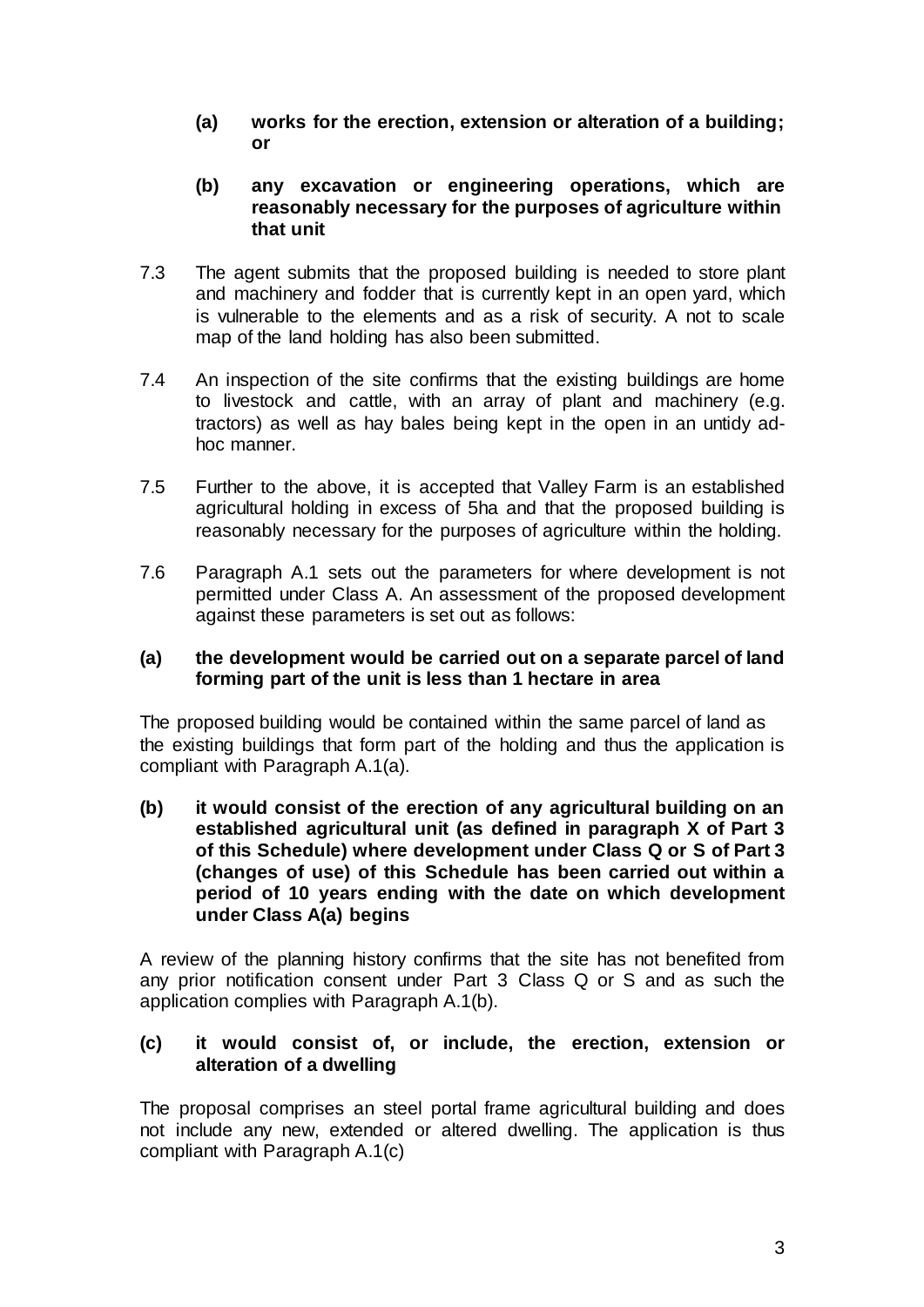**(a) works for the erection, extension or alteration of a building; or**

**(b) any excavation or engineering operations, which are reasonably necessary for the purposes of agriculture within that unit**

7.3 The agent submits that the proposed building is needed to store plant and machinery and fodder that is currently kept in an open yard, which is vulnerable to the elements and as a risk of security. A not to scale map of the land holding has also been submitted.

7.4 An inspection of the site confirms that the existing buildings are home to livestock and cattle, with an array of plant and machinery (e.g. tractors) as well as hay bales being kept in the open in an untidy ad-hoc manner.

7.5 Further to the above, it is accepted that Valley Farm is an established agricultural holding in excess of 5ha and that the proposed building is reasonably necessary for the purposes of agriculture within the holding.

7.6 Paragraph A.1 sets out the parameters for where development is not permitted under Class A. An assessment of the proposed development against these parameters is set out as follows:

**(a) the development would be carried out on a separate parcel of land forming part of the unit is less than 1 hectare in area**

The proposed building would be contained within the same parcel of land as the existing buildings that form part of the holding and thus the application is compliant with Paragraph A.1(a).

**(b) it would consist of the erection of any agricultural building on an established agricultural unit (as defined in paragraph X of Part 3 of this Schedule) where development under Class Q or S of Part 3 (changes of use) of this Schedule has been carried out within a period of 10 years ending with the date on which development under Class A(a) begins**

A review of the planning history confirms that the site has not benefited from any prior notification consent under Part 3 Class Q or S and as such the application complies with Paragraph A.1(b).

**(c) it would consist of, or include, the erection, extension or alteration of a dwelling**

The proposal comprises an steel portal frame agricultural building and does not include any new, extended or altered dwelling. The application is thus compliant with Paragraph A.1(c)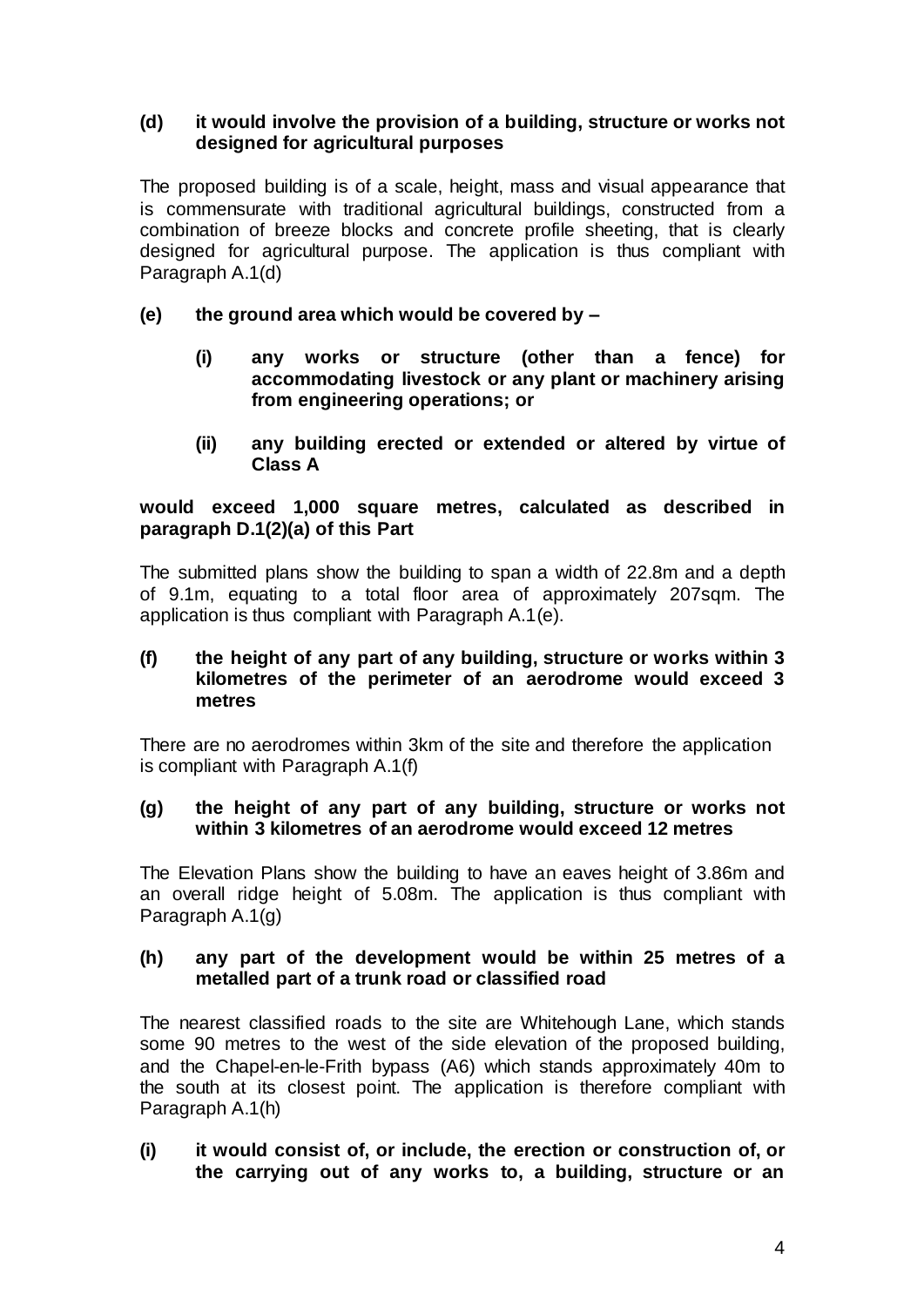**(d) it would involve the provision of a building, structure or works not designed for agricultural purposes**

The proposed building is of a scale, height, mass and visual appearance that is commensurate with traditional agricultural buildings, constructed from a combination of breeze blocks and concrete profile sheeting, that is clearly designed for agricultural purpose. The application is thus compliant with Paragraph A.1(d)

**(e) the ground area which would be covered by –**

> **(i) any works or structure (other than a fence) for accommodating livestock or any plant or machinery arising from engineering operations; or**
>
> **(ii) any building erected or extended or altered by virtue of Class A**

**would exceed 1,000 square metres, calculated as described in paragraph D.1(2)(a) of this Part**

The submitted plans show the building to span a width of 22.8m and a depth of 9.1m, equating to a total floor area of approximately 207sqm. The application is thus compliant with Paragraph A.1(e).

**(f) the height of any part of any building, structure or works within 3 kilometres of the perimeter of an aerodrome would exceed 3 metres**

There are no aerodromes within 3km of the site and therefore the application is compliant with Paragraph A.1(f)

**(g) the height of any part of any building, structure or works not within 3 kilometres of an aerodrome would exceed 12 metres**

The Elevation Plans show the building to have an eaves height of 3.86m and an overall ridge height of 5.08m. The application is thus compliant with Paragraph A.1(g)

**(h) any part of the development would be within 25 metres of a metalled part of a trunk road or classified road**

The nearest classified roads to the site are Whitehough Lane, which stands some 90 metres to the west of the side elevation of the proposed building, and the Chapel-en-le-Frith bypass (A6) which stands approximately 40m to the south at its closest point. The application is therefore compliant with Paragraph A.1(h)

**(i) it would consist of, or include, the erection or construction of, or the carrying out of any works to, a building, structure or an**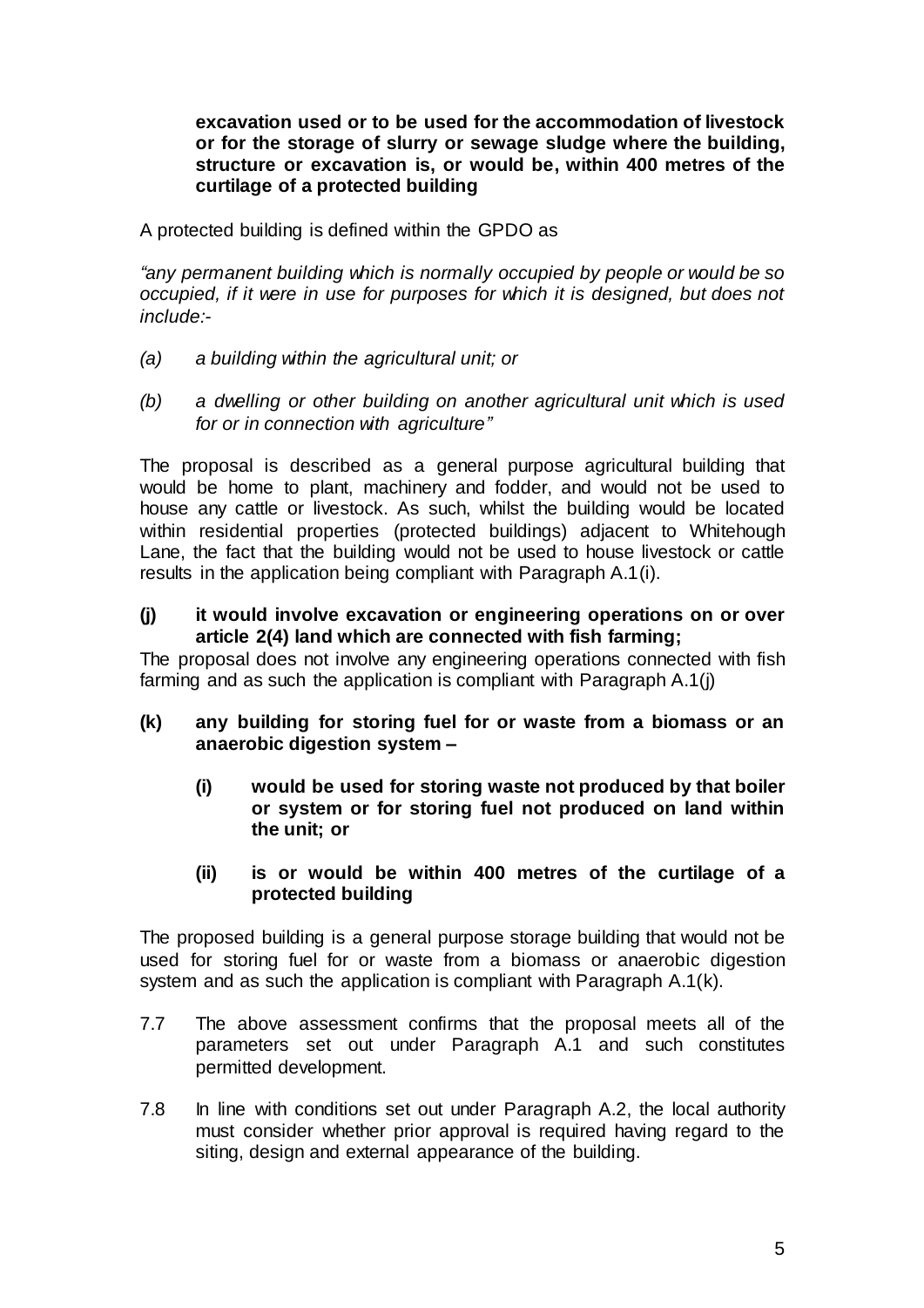**excavation used or to be used for the accommodation of livestock or for the storage of slurry or sewage sludge where the building, structure or excavation is, or would be, within 400 metres of the curtilage of a protected building**

A protected building is defined within the GPDO as

*"any permanent building which is normally occupied by people or would be so occupied, if it were in use for purposes for which it is designed, but does not include:-*

*(a) a building within the agricultural unit; or*

*(b) a dwelling or other building on another agricultural unit which is used for or in connection with agriculture"*

The proposal is described as a general purpose agricultural building that would be home to plant, machinery and fodder, and would not be used to house any cattle or livestock. As such, whilst the building would be located within residential properties (protected buildings) adjacent to Whitehough Lane, the fact that the building would not be used to house livestock or cattle results in the application being compliant with Paragraph A.1(i).

**(j) it would involve excavation or engineering operations on or over article 2(4) land which are connected with fish farming;**

The proposal does not involve any engineering operations connected with fish farming and as such the application is compliant with Paragraph A.1(j)

**(k) any building for storing fuel for or waste from a biomass or an anaerobic digestion system –**

**(i) would be used for storing waste not produced by that boiler or system or for storing fuel not produced on land within the unit; or**

**(ii) is or would be within 400 metres of the curtilage of a protected building**

The proposed building is a general purpose storage building that would not be used for storing fuel for or waste from a biomass or anaerobic digestion system and as such the application is compliant with Paragraph A.1(k).

7.7 The above assessment confirms that the proposal meets all of the parameters set out under Paragraph A.1 and such constitutes permitted development.

7.8 In line with conditions set out under Paragraph A.2, the local authority must consider whether prior approval is required having regard to the siting, design and external appearance of the building.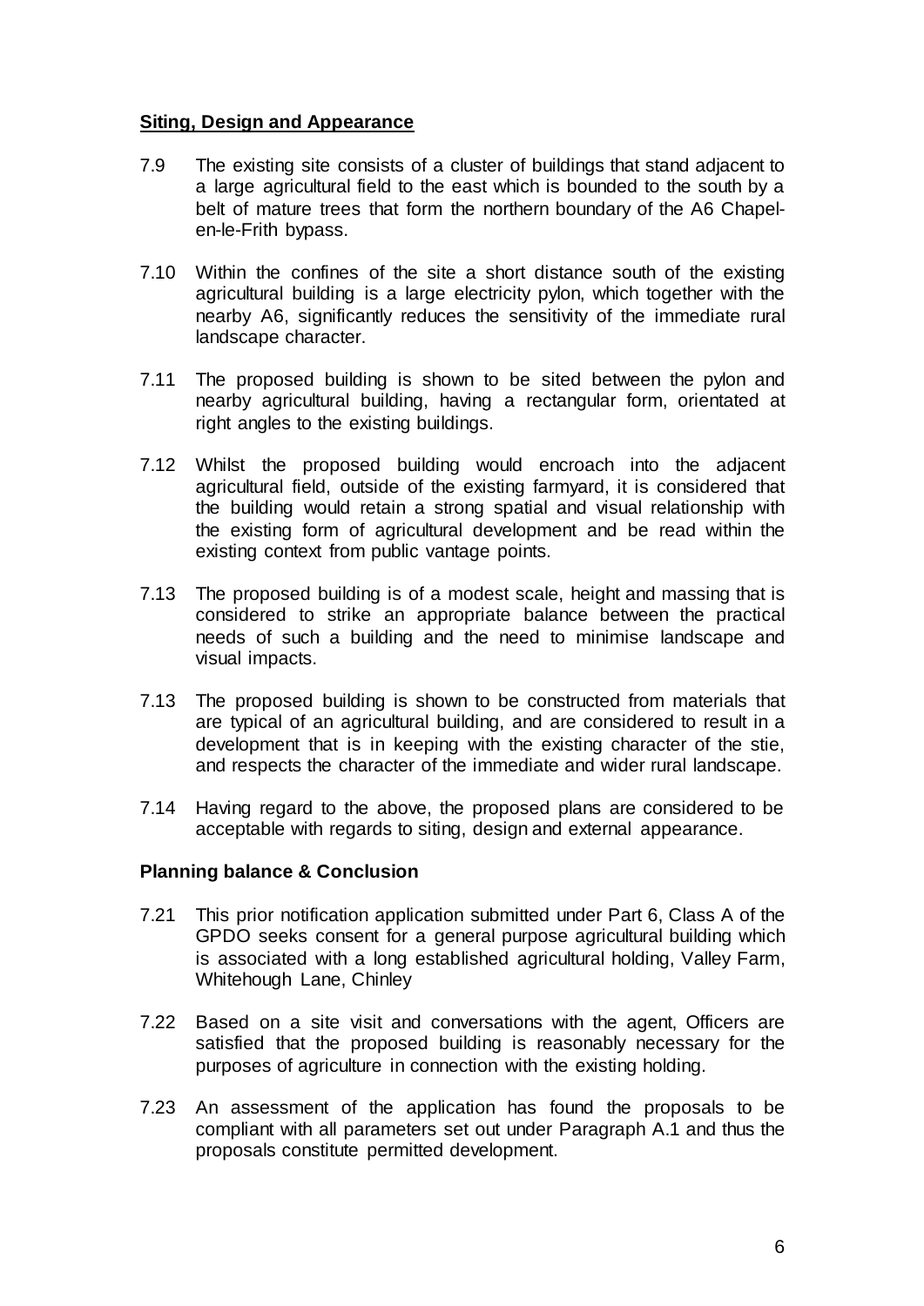## **Siting, Design and Appearance**

7.9 The existing site consists of a cluster of buildings that stand adjacent to a large agricultural field to the east which is bounded to the south by a belt of mature trees that form the northern boundary of the A6 Chapel-en-le-Frith bypass.

7.10 Within the confines of the site a short distance south of the existing agricultural building is a large electricity pylon, which together with the nearby A6, significantly reduces the sensitivity of the immediate rural landscape character.

7.11 The proposed building is shown to be sited between the pylon and nearby agricultural building, having a rectangular form, orientated at right angles to the existing buildings.

7.12 Whilst the proposed building would encroach into the adjacent agricultural field, outside of the existing farmyard, it is considered that the building would retain a strong spatial and visual relationship with the existing form of agricultural development and be read within the existing context from public vantage points.

7.13 The proposed building is of a modest scale, height and massing that is considered to strike an appropriate balance between the practical needs of such a building and the need to minimise landscape and visual impacts.

7.13 The proposed building is shown to be constructed from materials that are typical of an agricultural building, and are considered to result in a development that is in keeping with the existing character of the stie, and respects the character of the immediate and wider rural landscape.

7.14 Having regard to the above, the proposed plans are considered to be acceptable with regards to siting, design and external appearance.

## **Planning balance & Conclusion**

7.21 This prior notification application submitted under Part 6, Class A of the GPDO seeks consent for a general purpose agricultural building which is associated with a long established agricultural holding, Valley Farm, Whitehough Lane, Chinley

7.22 Based on a site visit and conversations with the agent, Officers are satisfied that the proposed building is reasonably necessary for the purposes of agriculture in connection with the existing holding.

7.23 An assessment of the application has found the proposals to be compliant with all parameters set out under Paragraph A.1 and thus the proposals constitute permitted development.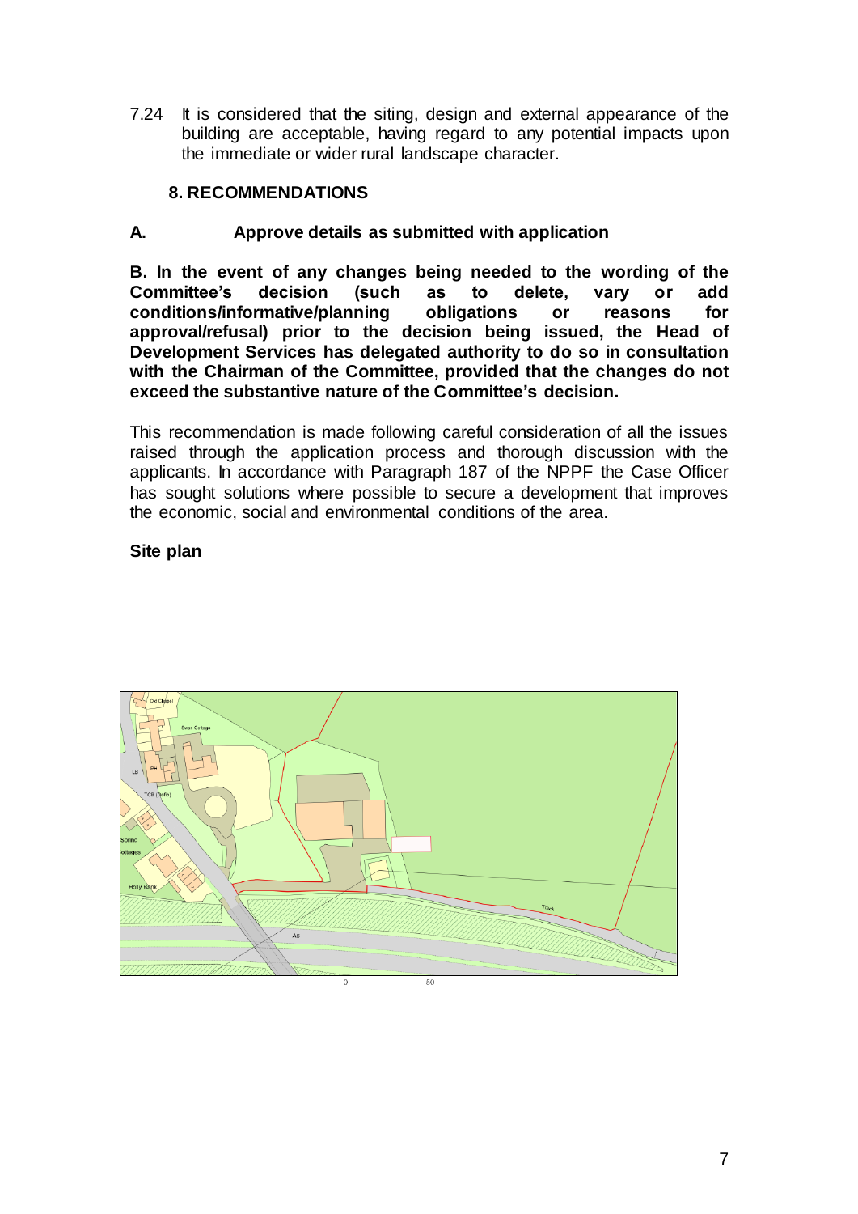7.24 It is considered that the siting, design and external appearance of the building are acceptable, having regard to any potential impacts upon the immediate or wider rural landscape character.

## 8. RECOMMENDATIONS

**A. Approve details as submitted with application**

**B. In the event of any changes being needed to the wording of the Committee's decision (such as to delete, vary or add conditions/informative/planning obligations or reasons for approval/refusal) prior to the decision being issued, the Head of Development Services has delegated authority to do so in consultation with the Chairman of the Committee, provided that the changes do not exceed the substantive nature of the Committee's decision.**

This recommendation is made following careful consideration of all the issues raised through the application process and thorough discussion with the applicants. In accordance with Paragraph 187 of the NPPF the Case Officer has sought solutions where possible to secure a development that improves the economic, social and environmental conditions of the area.

**Site plan**

Old Chapel
Swan Cottage
LB
PH
TCB (Gelb)
Spring
ottages
Holly Bank
A5
Track
0
50